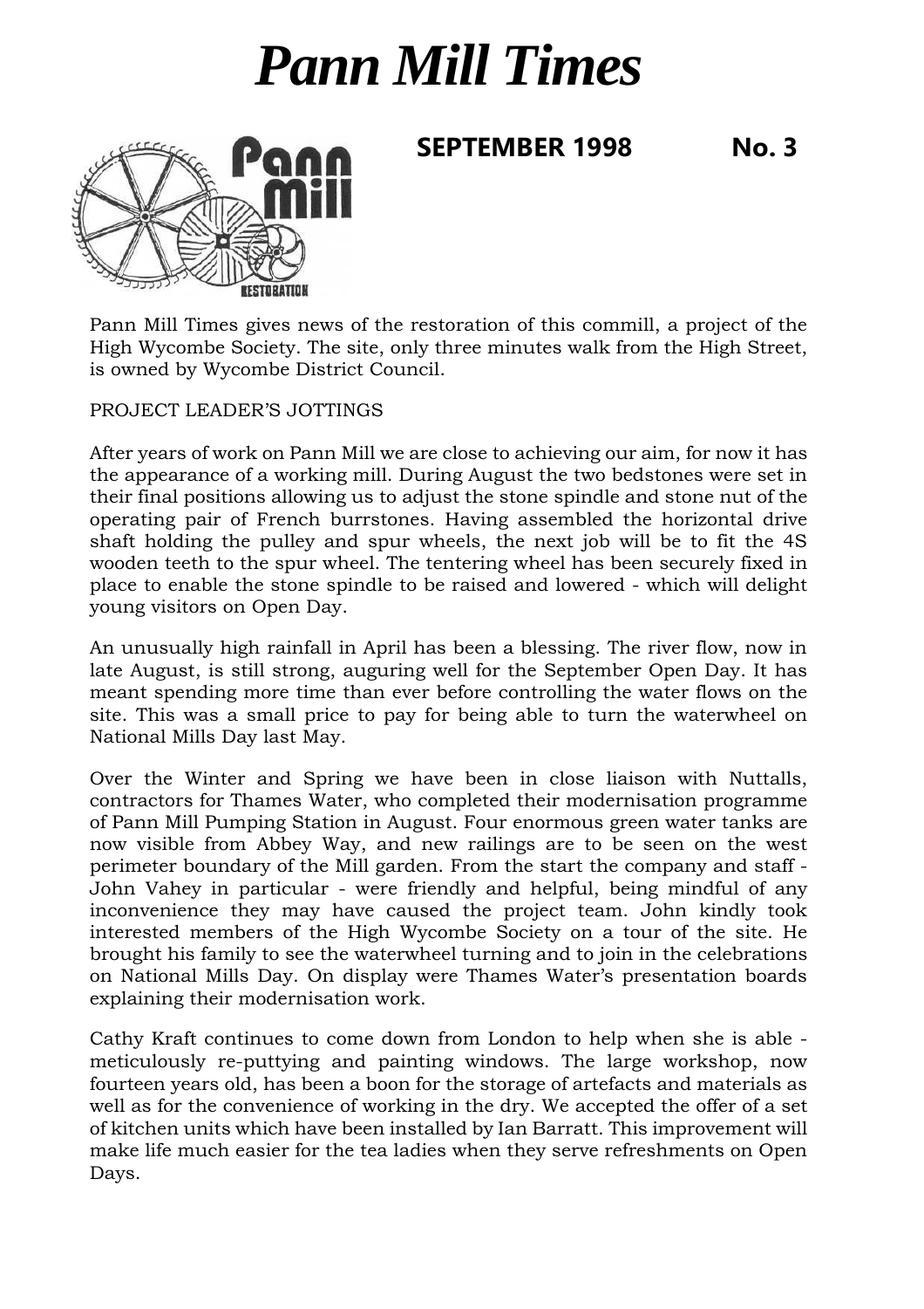# *Pann Mill Times*

**SEPTEMBER 1998 No. 3**

Pann Mill Times gives news of the restoration of this commill, a project of the High Wycombe Society. The site, only three minutes walk from the High Street, is owned by Wycombe District Council.

PROJECT LEADER'S JOTTINGS

After years of work on Pann Mill we are close to achieving our aim, for now it has the appearance of a working mill. During August the two bedstones were set in their final positions allowing us to adjust the stone spindle and stone nut of the operating pair of French burrstones. Having assembled the horizontal drive shaft holding the pulley and spur wheels, the next job will be to fit the 4S wooden teeth to the spur wheel. The tentering wheel has been securely fixed in place to enable the stone spindle to be raised and lowered - which will delight young visitors on Open Day.

An unusually high rainfall in April has been a blessing. The river flow, now in late August, is still strong, auguring well for the September Open Day. It has meant spending more time than ever before controlling the water flows on the site. This was a small price to pay for being able to turn the waterwheel on National Mills Day last May.

Over the Winter and Spring we have been in close liaison with Nuttalls, contractors for Thames Water, who completed their modernisation programme of Pann Mill Pumping Station in August. Four enormous green water tanks are now visible from Abbey Way, and new railings are to be seen on the west perimeter boundary of the Mill garden. From the start the company and staff - John Vahey in particular - were friendly and helpful, being mindful of any inconvenience they may have caused the project team. John kindly took interested members of the High Wycombe Society on a tour of the site. He brought his family to see the waterwheel turning and to join in the celebrations on National Mills Day. On display were Thames Water's presentation boards explaining their modernisation work.

Cathy Kraft continues to come down from London to help when she is able - meticulously re-puttying and painting windows. The large workshop, now fourteen years old, has been a boon for the storage of artefacts and materials as well as for the convenience of working in the dry. We accepted the offer of a set of kitchen units which have been installed by Ian Barratt. This improvement will make life much easier for the tea ladies when they serve refreshments on Open Days.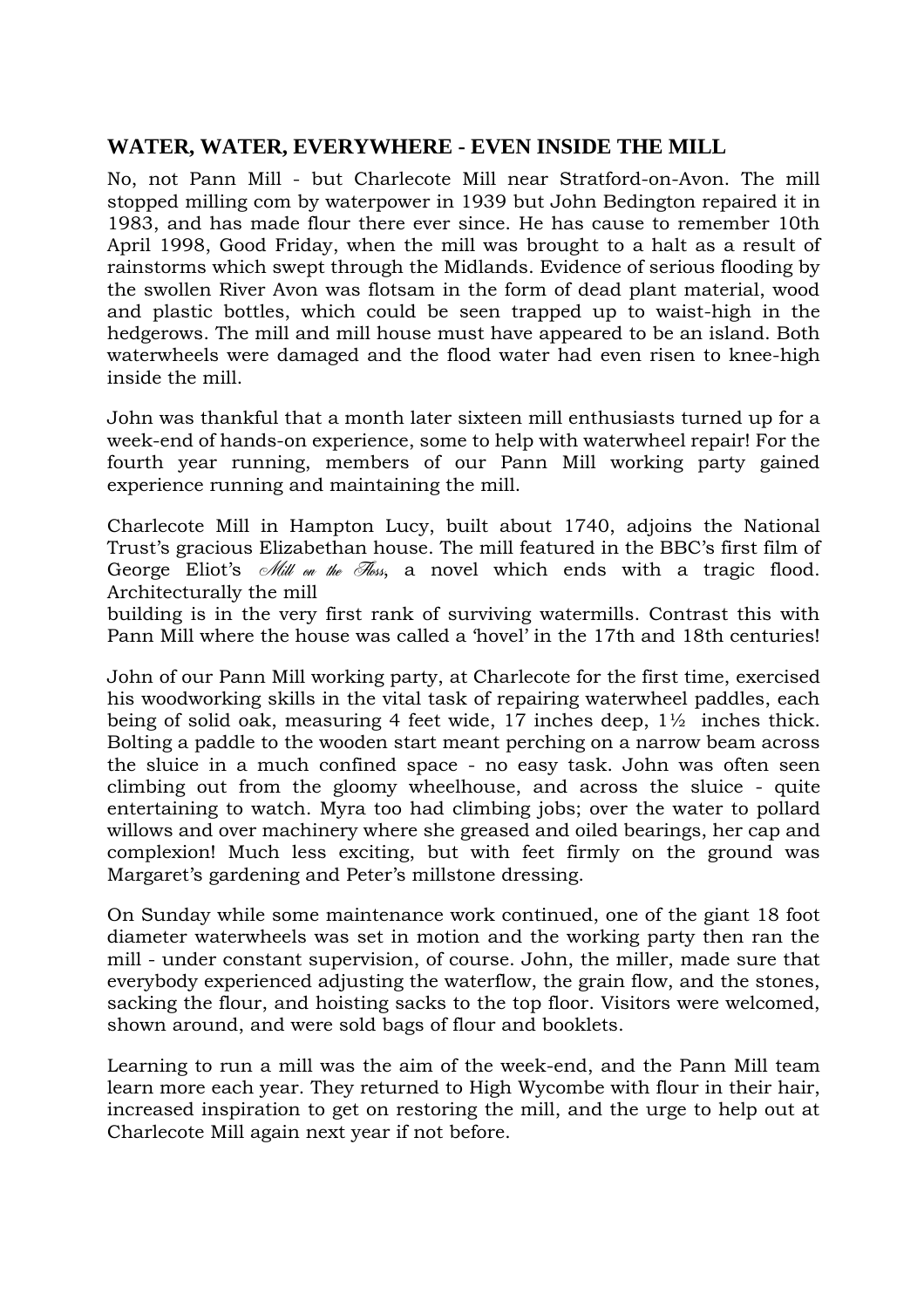## WATER, WATER, EVERYWHERE - EVEN INSIDE THE MILL

No, not Pann Mill - but Charlecote Mill near Stratford-on-Avon. The mill stopped milling com by waterpower in 1939 but John Bedington repaired it in 1983, and has made flour there ever since. He has cause to remember 10th April 1998, Good Friday, when the mill was brought to a halt as a result of rainstorms which swept through the Midlands. Evidence of serious flooding by the swollen River Avon was flotsam in the form of dead plant material, wood and plastic bottles, which could be seen trapped up to waist-high in the hedgerows. The mill and mill house must have appeared to be an island. Both waterwheels were damaged and the flood water had even risen to knee-high inside the mill.

John was thankful that a month later sixteen mill enthusiasts turned up for a week-end of hands-on experience, some to help with waterwheel repair! For the fourth year running, members of our Pann Mill working party gained experience running and maintaining the mill.

Charlecote Mill in Hampton Lucy, built about 1740, adjoins the National Trust's gracious Elizabethan house. The mill featured in the BBC's first film of George Eliot's *Mill on the Floss*, a novel which ends with a tragic flood. Architecturally the mill building is in the very first rank of surviving watermills. Contrast this with Pann Mill where the house was called a 'hovel' in the 17th and 18th centuries!

John of our Pann Mill working party, at Charlecote for the first time, exercised his woodworking skills in the vital task of repairing waterwheel paddles, each being of solid oak, measuring 4 feet wide, 17 inches deep, 1½ inches thick. Bolting a paddle to the wooden start meant perching on a narrow beam across the sluice in a much confined space - no easy task. John was often seen climbing out from the gloomy wheelhouse, and across the sluice - quite entertaining to watch. Myra too had climbing jobs; over the water to pollard willows and over machinery where she greased and oiled bearings, her cap and complexion! Much less exciting, but with feet firmly on the ground was Margaret's gardening and Peter's millstone dressing.

On Sunday while some maintenance work continued, one of the giant 18 foot diameter waterwheels was set in motion and the working party then ran the mill - under constant supervision, of course. John, the miller, made sure that everybody experienced adjusting the waterflow, the grain flow, and the stones, sacking the flour, and hoisting sacks to the top floor. Visitors were welcomed, shown around, and were sold bags of flour and booklets.

Learning to run a mill was the aim of the week-end, and the Pann Mill team learn more each year. They returned to High Wycombe with flour in their hair, increased inspiration to get on restoring the mill, and the urge to help out at Charlecote Mill again next year if not before.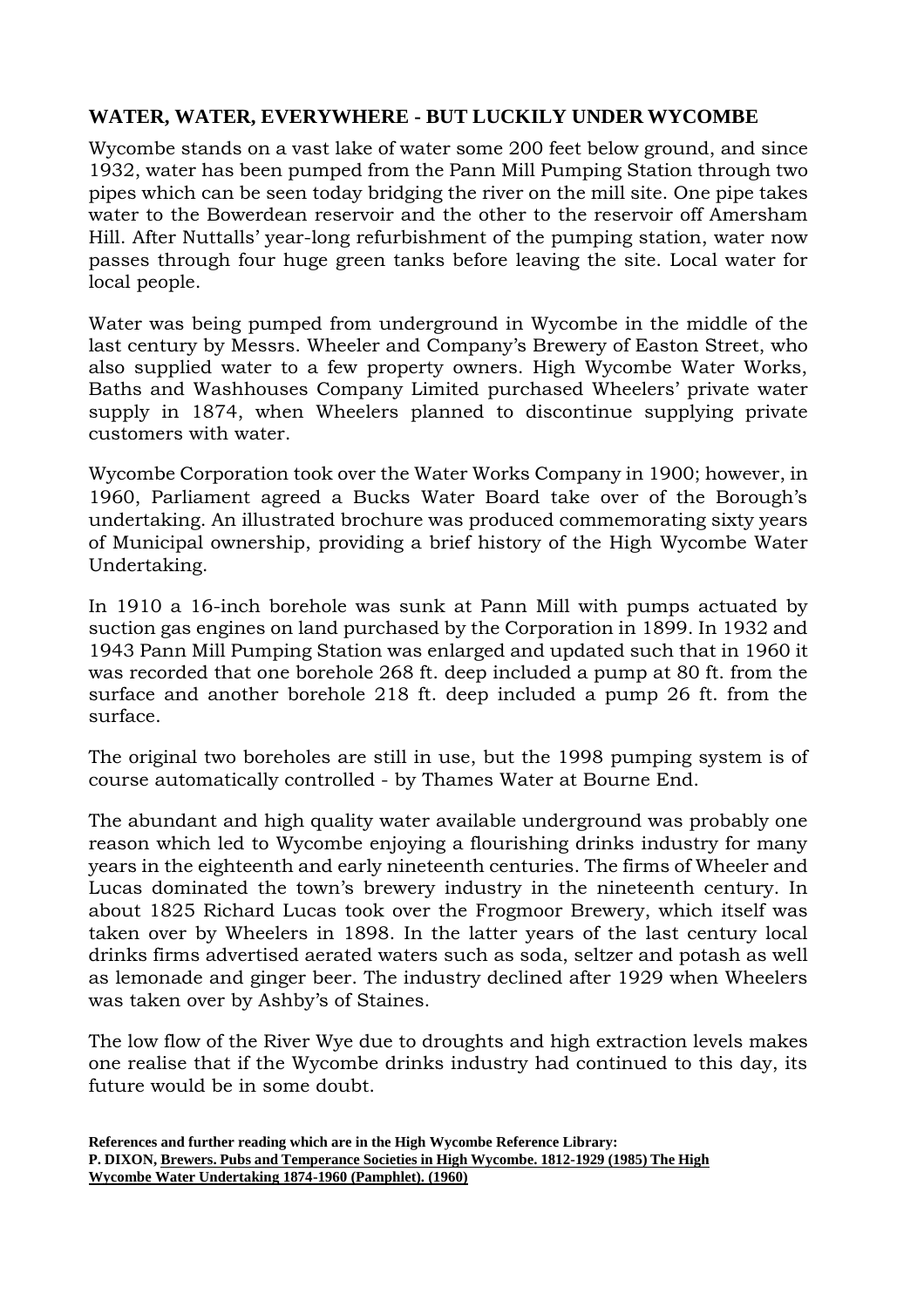## WATER, WATER, EVERYWHERE - BUT LUCKILY UNDER WYCOMBE

Wycombe stands on a vast lake of water some 200 feet below ground, and since 1932, water has been pumped from the Pann Mill Pumping Station through two pipes which can be seen today bridging the river on the mill site. One pipe takes water to the Bowerdean reservoir and the other to the reservoir off Amersham Hill. After Nuttalls' year-long refurbishment of the pumping station, water now passes through four huge green tanks before leaving the site. Local water for local people.

Water was being pumped from underground in Wycombe in the middle of the last century by Messrs. Wheeler and Company's Brewery of Easton Street, who also supplied water to a few property owners. High Wycombe Water Works, Baths and Washhouses Company Limited purchased Wheelers' private water supply in 1874, when Wheelers planned to discontinue supplying private customers with water.

Wycombe Corporation took over the Water Works Company in 1900; however, in 1960, Parliament agreed a Bucks Water Board take over of the Borough's undertaking. An illustrated brochure was produced commemorating sixty years of Municipal ownership, providing a brief history of the High Wycombe Water Undertaking.

In 1910 a 16-inch borehole was sunk at Pann Mill with pumps actuated by suction gas engines on land purchased by the Corporation in 1899. In 1932 and 1943 Pann Mill Pumping Station was enlarged and updated such that in 1960 it was recorded that one borehole 268 ft. deep included a pump at 80 ft. from the surface and another borehole 218 ft. deep included a pump 26 ft. from the surface.

The original two boreholes are still in use, but the 1998 pumping system is of course automatically controlled - by Thames Water at Bourne End.

The abundant and high quality water available underground was probably one reason which led to Wycombe enjoying a flourishing drinks industry for many years in the eighteenth and early nineteenth centuries. The firms of Wheeler and Lucas dominated the town's brewery industry in the nineteenth century. In about 1825 Richard Lucas took over the Frogmoor Brewery, which itself was taken over by Wheelers in 1898. In the latter years of the last century local drinks firms advertised aerated waters such as soda, seltzer and potash as well as lemonade and ginger beer. The industry declined after 1929 when Wheelers was taken over by Ashby's of Staines.

The low flow of the River Wye due to droughts and high extraction levels makes one realise that if the Wycombe drinks industry had continued to this day, its future would be in some doubt.

**References and further reading which are in the High Wycombe Reference Library:**
**P. DIXON, Brewers. Pubs and Temperance Societies in High Wycombe. 1812-1929 (1985) The High Wycombe Water Undertaking 1874-1960 (Pamphlet). (1960)**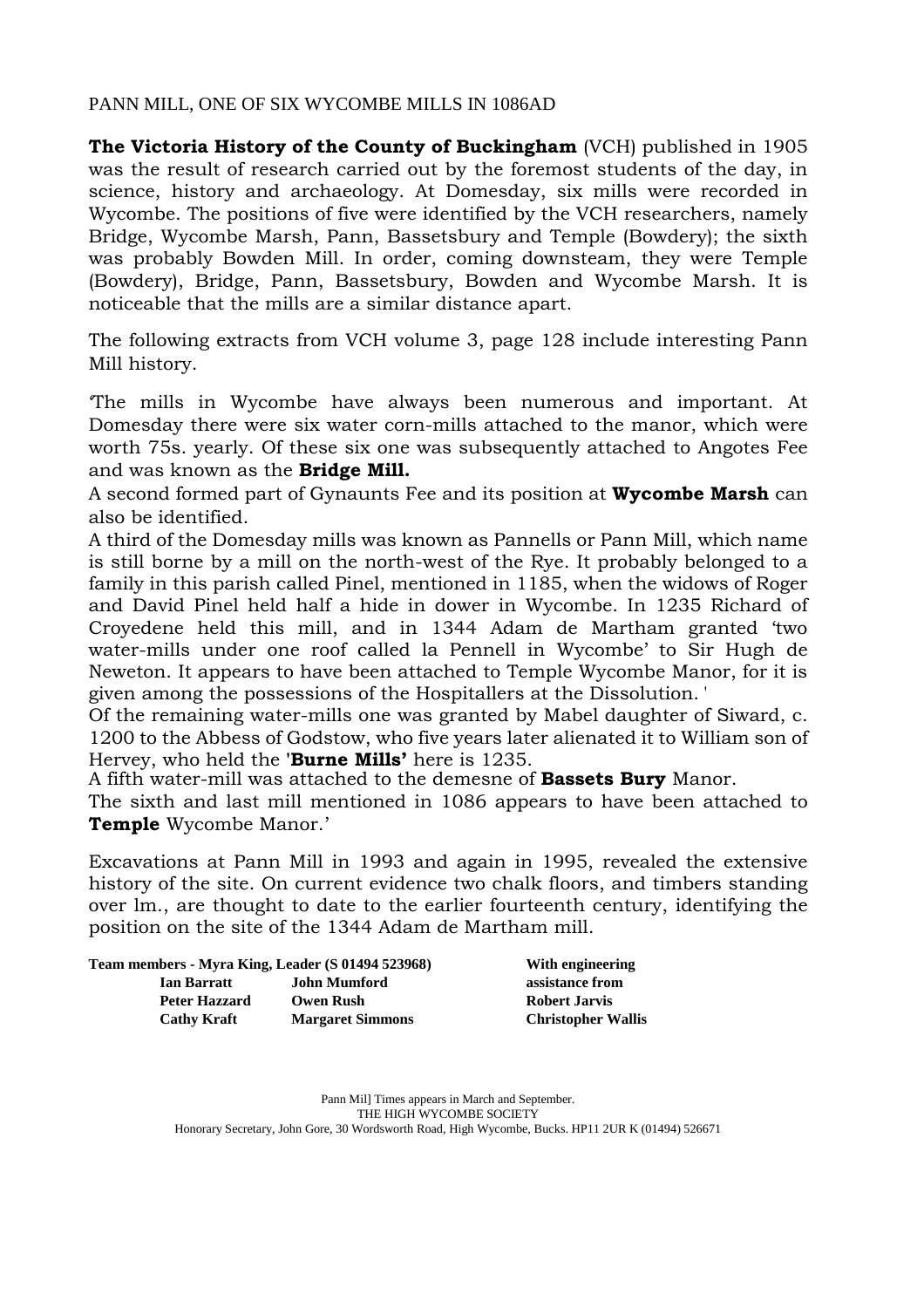PANN MILL, ONE OF SIX WYCOMBE MILLS IN 1086AD

**The Victoria History of the County of Buckingham** (VCH) published in 1905 was the result of research carried out by the foremost students of the day, in science, history and archaeology. At Domesday, six mills were recorded in Wycombe. The positions of five were identified by the VCH researchers, namely Bridge, Wycombe Marsh, Pann, Bassetsbury and Temple (Bowdery); the sixth was probably Bowden Mill. In order, coming downsteam, they were Temple (Bowdery), Bridge, Pann, Bassetsbury, Bowden and Wycombe Marsh. It is noticeable that the mills are a similar distance apart.

The following extracts from VCH volume 3, page 128 include interesting Pann Mill history.

'The mills in Wycombe have always been numerous and important. At Domesday there were six water corn-mills attached to the manor, which were worth 75s. yearly. Of these six one was subsequently attached to Angotes Fee and was known as the **Bridge Mill.**

A second formed part of Gynaunts Fee and its position at **Wycombe Marsh** can also be identified.

A third of the Domesday mills was known as Pannells or Pann Mill, which name is still borne by a mill on the north-west of the Rye. It probably belonged to a family in this parish called Pinel, mentioned in 1185, when the widows of Roger and David Pinel held half a hide in dower in Wycombe. In 1235 Richard of Croyedene held this mill, and in 1344 Adam de Martham granted 'two water-mills under one roof called la Pennell in Wycombe' to Sir Hugh de Neweton. It appears to have been attached to Temple Wycombe Manor, for it is given among the possessions of the Hospitallers at the Dissolution. '

Of the remaining water-mills one was granted by Mabel daughter of Siward, c. 1200 to the Abbess of Godstow, who five years later alienated it to William son of Hervey, who held the '**Burne Mills'** here is 1235.

A fifth water-mill was attached to the demesne of **Bassets Bury** Manor.

The sixth and last mill mentioned in 1086 appears to have been attached to **Temple** Wycombe Manor.'

Excavations at Pann Mill in 1993 and again in 1995, revealed the extensive history of the site. On current evidence two chalk floors, and timbers standing over lm., are thought to date to the earlier fourteenth century, identifying the position on the site of the 1344 Adam de Martham mill.

**Team members - Myra King, Leader (S 01494 523968)**

| | | |
|---|---|---|
| **Ian Barratt** | **John Mumford** | **With engineering assistance from** |
| **Peter Hazzard** | **Owen Rush** | **Robert Jarvis** |
| **Cathy Kraft** | **Margaret Simmons** | **Christopher Wallis** |

Pann Mil] Times appears in March and September.
THE HIGH WYCOMBE SOCIETY
Honorary Secretary, John Gore, 30 Wordsworth Road, High Wycombe, Bucks. HP11 2UR K (01494) 526671